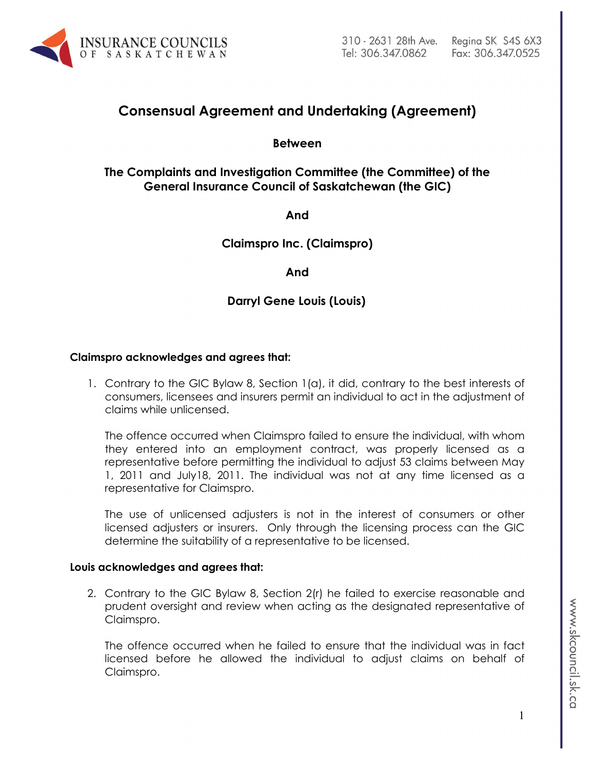# Consensual Agreement and Undertaking (Agreement)

**Between**

**The Complaints and Investigation Committee (the Committee) of the General Insurance Council of Saskatchewan (the GIC)**

**And**

**Claimspro Inc. (Claimspro)**

**And**

**Darryl Gene Louis (Louis)**

**Claimspro acknowledges and agrees that:**

1. Contrary to the GIC Bylaw 8, Section 1(a), it did, contrary to the best interests of consumers, licensees and insurers permit an individual to act in the adjustment of claims while unlicensed.

   The offence occurred when Claimspro failed to ensure the individual, with whom they entered into an employment contract, was properly licensed as a representative before permitting the individual to adjust 53 claims between May 1, 2011 and July18, 2011. The individual was not at any time licensed as a representative for Claimspro.

   The use of unlicensed adjusters is not in the interest of consumers or other licensed adjusters or insurers. Only through the licensing process can the GIC determine the suitability of a representative to be licensed.

**Louis acknowledges and agrees that:**

2. Contrary to the GIC Bylaw 8, Section 2(r) he failed to exercise reasonable and prudent oversight and review when acting as the designated representative of Claimspro.

   The offence occurred when he failed to ensure that the individual was in fact licensed before he allowed the individual to adjust claims on behalf of Claimspro.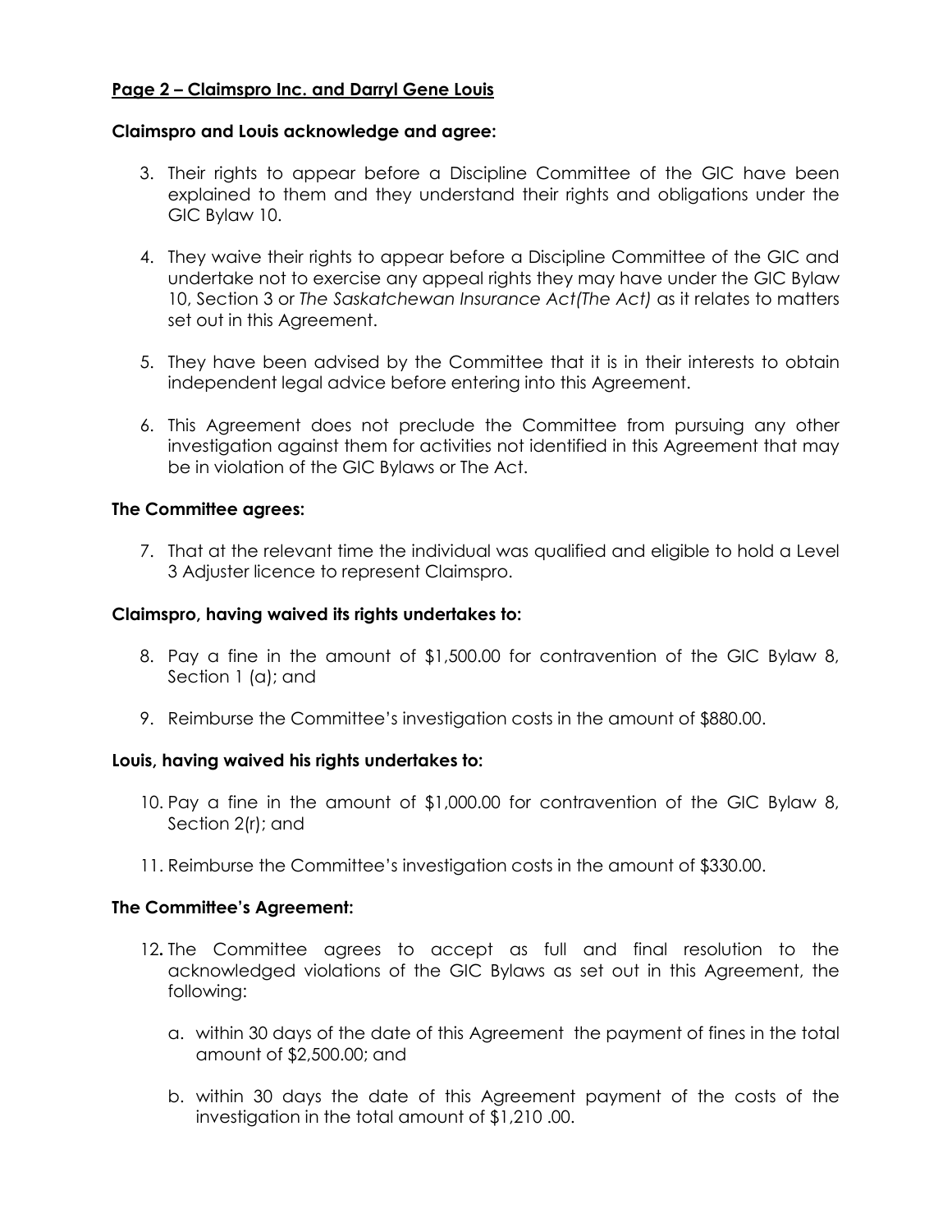**Page 2 – Claimspro Inc. and Darryl Gene Louis**

**Claimspro and Louis acknowledge and agree:**

3. Their rights to appear before a Discipline Committee of the GIC have been explained to them and they understand their rights and obligations under the GIC Bylaw 10.

4. They waive their rights to appear before a Discipline Committee of the GIC and undertake not to exercise any appeal rights they may have under the GIC Bylaw 10, Section 3 or *The Saskatchewan Insurance Act(The Act)* as it relates to matters set out in this Agreement.

5. They have been advised by the Committee that it is in their interests to obtain independent legal advice before entering into this Agreement.

6. This Agreement does not preclude the Committee from pursuing any other investigation against them for activities not identified in this Agreement that may be in violation of the GIC Bylaws or The Act.

**The Committee agrees:**

7. That at the relevant time the individual was qualified and eligible to hold a Level 3 Adjuster licence to represent Claimspro.

**Claimspro, having waived its rights undertakes to:**

8. Pay a fine in the amount of $1,500.00 for contravention of the GIC Bylaw 8, Section 1 (a); and

9. Reimburse the Committee's investigation costs in the amount of $880.00.

**Louis, having waived his rights undertakes to:**

10. Pay a fine in the amount of $1,000.00 for contravention of the GIC Bylaw 8, Section 2(r); and

11. Reimburse the Committee's investigation costs in the amount of $330.00.

**The Committee's Agreement:**

12. The Committee agrees to accept as full and final resolution to the acknowledged violations of the GIC Bylaws as set out in this Agreement, the following:

    a. within 30 days of the date of this Agreement the payment of fines in the total amount of $2,500.00; and

    b. within 30 days the date of this Agreement payment of the costs of the investigation in the total amount of $1,210 .00.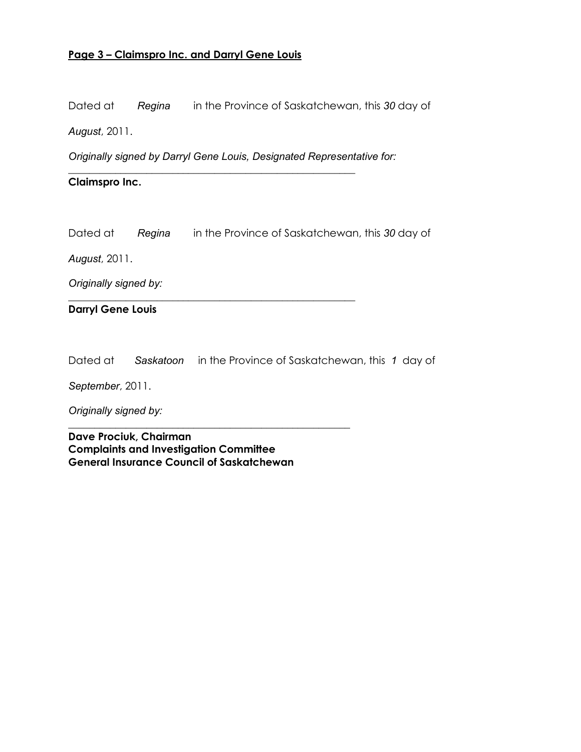**Page 3 – Claimspro Inc. and Darryl Gene Louis**

Dated at *Regina* in the Province of Saskatchewan, this *30* day of *August*, 2011.

*Originally signed by Darryl Gene Louis, Designated Representative for:*

\_\_\_\_\_\_\_\_\_\_\_\_\_\_\_\_\_\_\_\_\_\_\_\_\_\_\_\_\_\_\_\_\_\_\_\_\_\_\_\_\_\_\_\_\_\_\_\_\_\_\_\_

**Claimspro Inc.**

Dated at *Regina* in the Province of Saskatchewan, this *30* day of *August*, 2011.

*Originally signed by:*

\_\_\_\_\_\_\_\_\_\_\_\_\_\_\_\_\_\_\_\_\_\_\_\_\_\_\_\_\_\_\_\_\_\_\_\_\_\_\_\_\_\_\_\_\_\_\_\_\_\_\_\_

**Darryl Gene Louis**

Dated at *Saskatoon* in the Province of Saskatchewan, this *1* day of *September*, 2011.

*Originally signed by:*

\_\_\_\_\_\_\_\_\_\_\_\_\_\_\_\_\_\_\_\_\_\_\_\_\_\_\_\_\_\_\_\_\_\_\_\_\_\_\_\_\_\_\_\_\_\_\_\_\_\_\_\_

**Dave Prociuk, Chairman**
**Complaints and Investigation Committee**
**General Insurance Council of Saskatchewan**